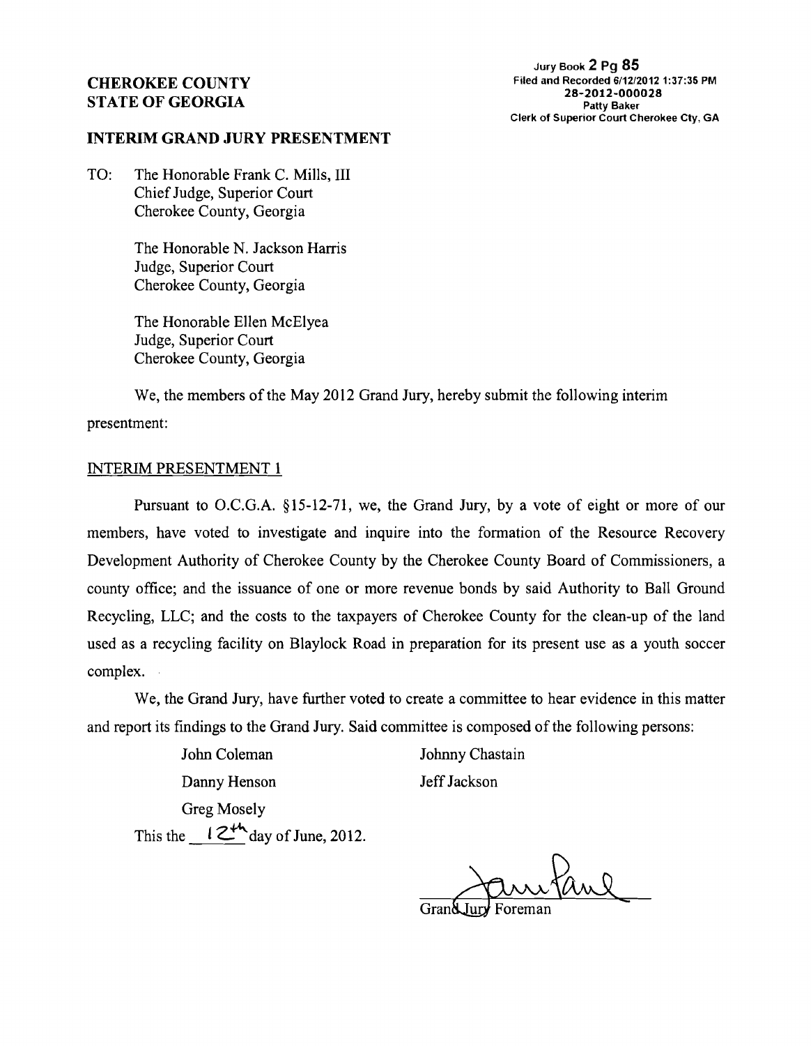Jury Book 2 Pg 85
Filed and Recorded 6/12/2012 1:37:35 PM
28-2012-000028
Patty Baker
Clerk of Superior Court Cherokee Cty, GA

**CHEROKEE COUNTY**
**STATE OF GEORGIA**

**INTERIM GRAND JURY PRESENTMENT**

TO: The Honorable Frank C. Mills, III
Chief Judge, Superior Court
Cherokee County, Georgia

The Honorable N. Jackson Harris
Judge, Superior Court
Cherokee County, Georgia

The Honorable Ellen McElyea
Judge, Superior Court
Cherokee County, Georgia

We, the members of the May 2012 Grand Jury, hereby submit the following interim presentment:

INTERIM PRESENTMENT 1

Pursuant to O.C.G.A. §15-12-71, we, the Grand Jury, by a vote of eight or more of our members, have voted to investigate and inquire into the formation of the Resource Recovery Development Authority of Cherokee County by the Cherokee County Board of Commissioners, a county office; and the issuance of one or more revenue bonds by said Authority to Ball Ground Recycling, LLC; and the costs to the taxpayers of Cherokee County for the clean-up of the land used as a recycling facility on Blaylock Road in preparation for its present use as a youth soccer complex.

We, the Grand Jury, have further voted to create a committee to hear evidence in this matter and report its findings to the Grand Jury. Said committee is composed of the following persons:

John Coleman
Johnny Chastain
Danny Henson
Jeff Jackson
Greg Mosely

This the 12th day of June, 2012.

Grand Jury Foreman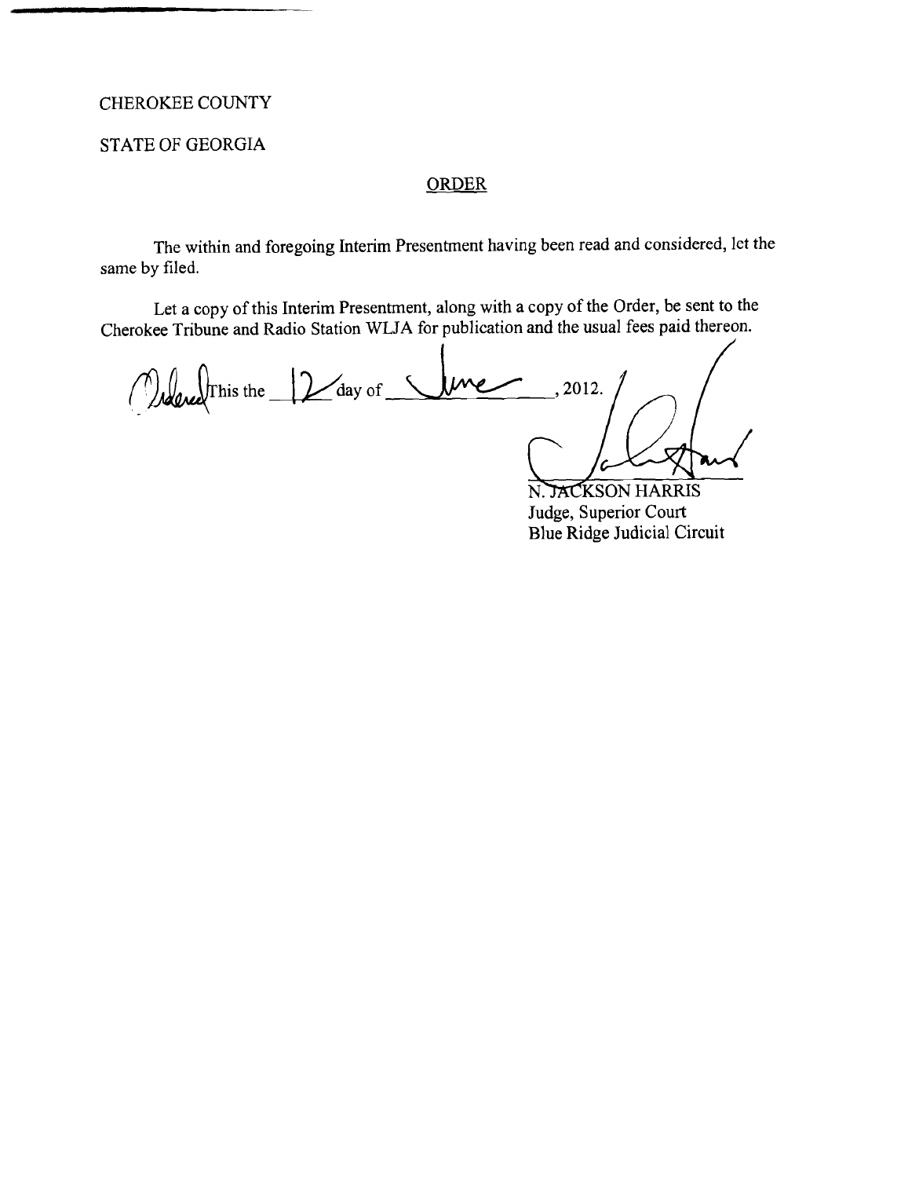CHEROKEE COUNTY

STATE OF GEORGIA

## ORDER

The within and foregoing Interim Presentment having been read and considered, let the same by filed.

Let a copy of this Interim Presentment, along with a copy of the Order, be sent to the Cherokee Tribune and Radio Station WLJA for publication and the usual fees paid thereon.

Ordered This the 12 day of June, 2012.

N. JACKSON HARRIS
Judge, Superior Court
Blue Ridge Judicial Circuit